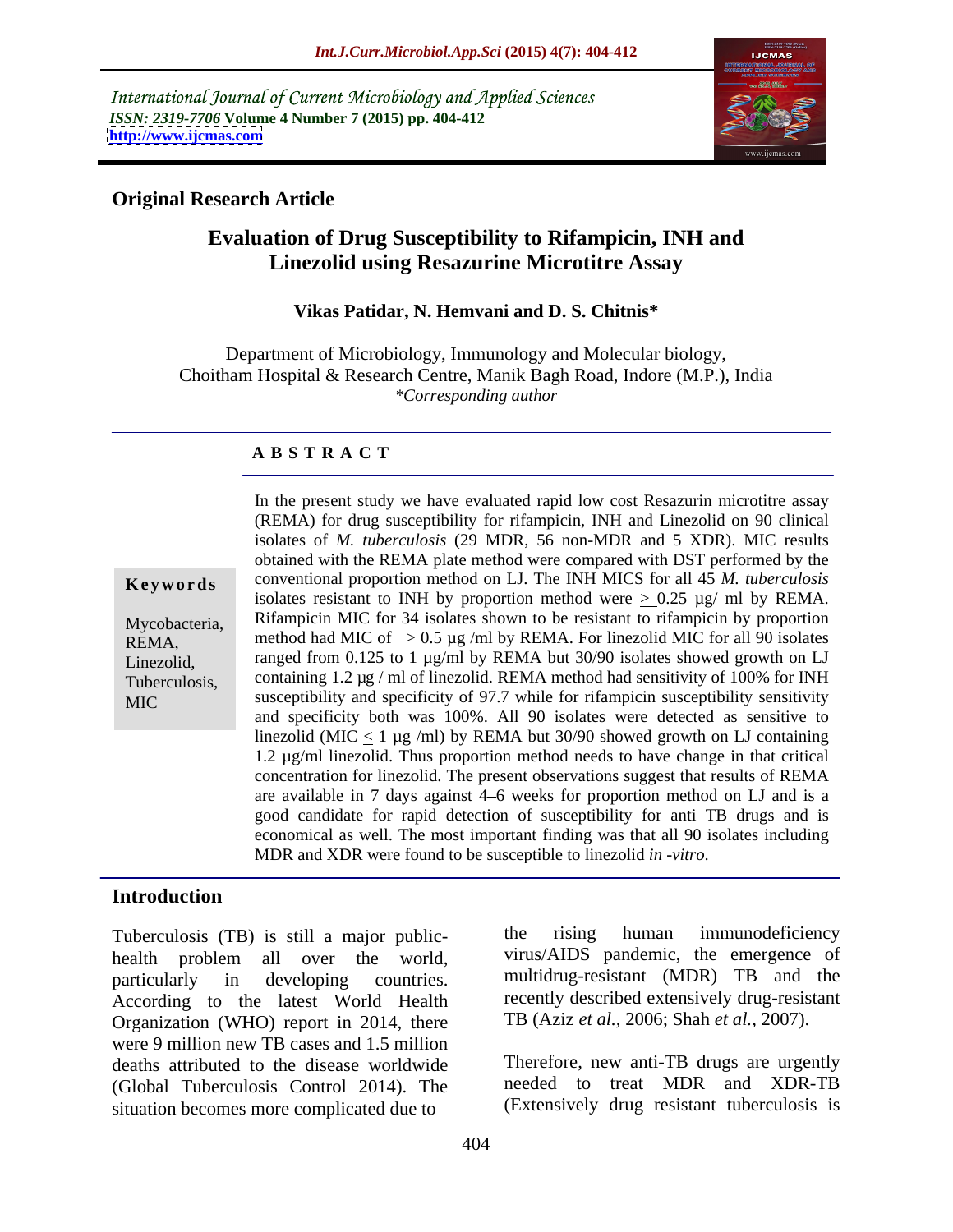International Journal of Current Microbiology and Applied Sciences
*ISSN: 2319-7706* **Volume 4 Number 7 (2015) pp. 404-412**
**http://www.ijcmas.com**

**Original Research Article**

# Evaluation of Drug Susceptibility to Rifampicin, INH and Linezolid using Resazurine Microtitre Assay

**Vikas Patidar, N. Hemvani and D. S. Chitnis***

Department of Microbiology, Immunology and Molecular biology, Choitham Hospital & Research Centre, Manik Bagh Road, Indore (M.P.), India
*\*Corresponding author*

## ABSTRACT

**Keywords**

Mycobacteria, REMA, Linezolid, Tuberculosis, MIC

In the present study we have evaluated rapid low cost Resazurin microtitre assay (REMA) for drug susceptibility for rifampicin, INH and Linezolid on 90 clinical isolates of *M. tuberculosis* (29 MDR, 56 non-MDR and 5 XDR). MIC results obtained with the REMA plate method were compared with DST performed by the conventional proportion method on LJ. The INH MICS for all 45 *M. tuberculosis* isolates resistant to INH by proportion method were $\geq$ 0.25 µg/ ml by REMA. Rifampicin MIC for 34 isolates shown to be resistant to rifampicin by proportion method had MIC of $\geq$ 0.5 µg /ml by REMA. For linezolid MIC for all 90 isolates ranged from 0.125 to 1 µg/ml by REMA but 30/90 isolates showed growth on LJ containing 1.2 µg / ml of linezolid. REMA method had sensitivity of 100% for INH susceptibility and specificity of 97.7 while for rifampicin susceptibility sensitivity and specificity both was 100%. All 90 isolates were detected as sensitive to linezolid (MIC $\leq$ 1 µg /ml) by REMA but 30/90 showed growth on LJ containing 1.2 µg/ml linezolid. Thus proportion method needs to have change in that critical concentration for linezolid. The present observations suggest that results of REMA are available in 7 days against 4–6 weeks for proportion method on LJ and is a good candidate for rapid detection of susceptibility for anti TB drugs and is economical as well. The most important finding was that all 90 isolates including MDR and XDR were found to be susceptible to linezolid *in -vitro.*

## Introduction

Tuberculosis (TB) is still a major public-health problem all over the world, particularly in developing countries. According to the latest World Health Organization (WHO) report in 2014, there were 9 million new TB cases and 1.5 million deaths attributed to the disease worldwide (Global Tuberculosis Control 2014). The situation becomes more complicated due to the rising human immunodeficiency virus/AIDS pandemic, the emergence of multidrug-resistant (MDR) TB and the recently described extensively drug-resistant TB (Aziz *et al.*, 2006; Shah *et al.*, 2007).

Therefore, new anti-TB drugs are urgently needed to treat MDR and XDR-TB (Extensively drug resistant tuberculosis is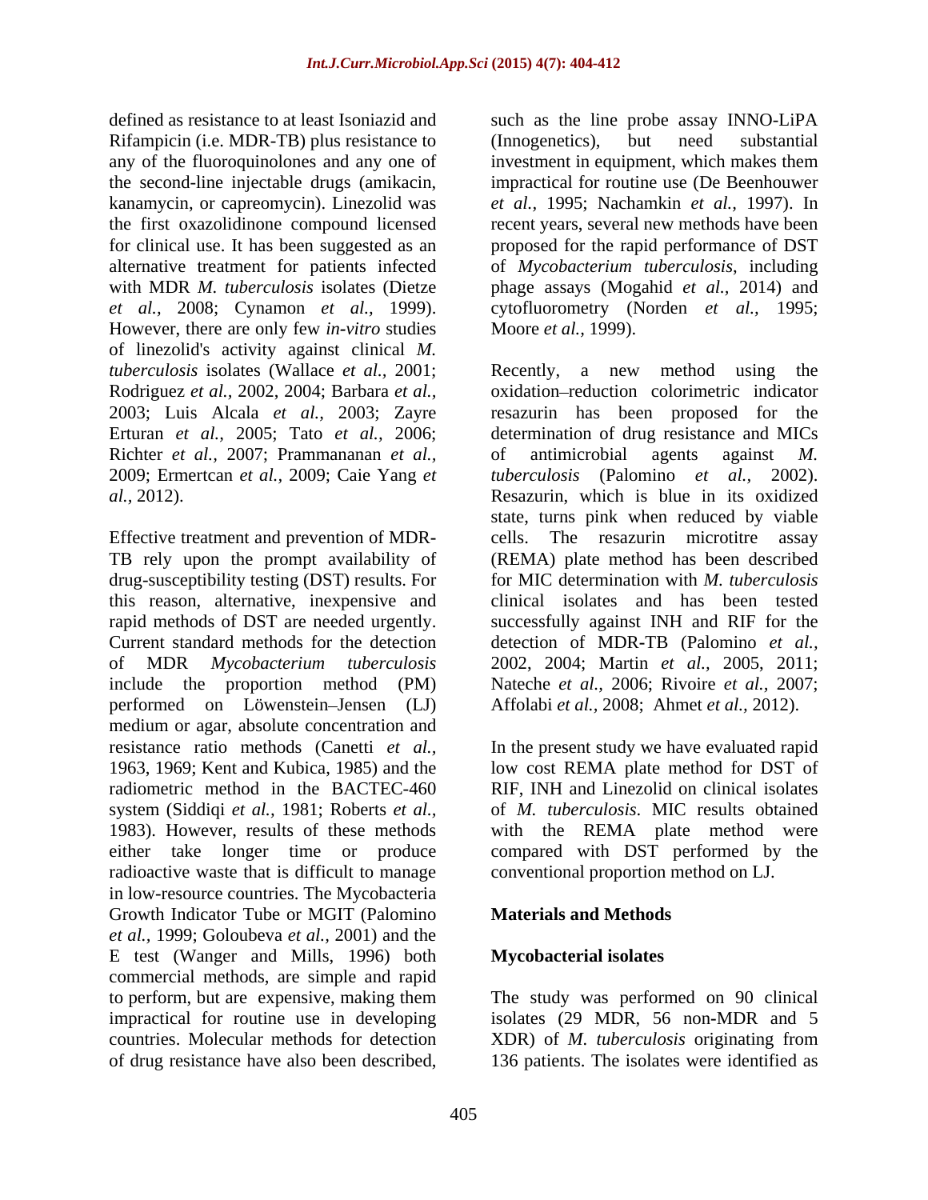defined as resistance to at least Isoniazid and Rifampicin (i.e. MDR-TB) plus resistance to any of the fluoroquinolones and any one of the second-line injectable drugs (amikacin, kanamycin, or capreomycin). Linezolid was the first oxazolidinone compound licensed for clinical use. It has been suggested as an alternative treatment for patients infected with MDR *M. tuberculosis* isolates (Dietze *et al.,* 2008; Cynamon *et al.,* 1999). However, there are only few *in-vitro* studies of linezolid's activity against clinical *M. tuberculosis* isolates (Wallace *et al.*, 2001; Rodriguez *et al.,* 2002, 2004; Barbara *et al.,* 2003; Luis Alcala *et al.,* 2003; Zayre Erturan *et al.,* 2005; Tato *et al.,* 2006; Richter *et al.,* 2007; Prammananan *et al.,* 2009; Ermertcan *et al.,* 2009; Caie Yang *et al.,* 2012).

Effective treatment and prevention of MDR-TB rely upon the prompt availability of drug-susceptibility testing (DST) results. For this reason, alternative, inexpensive and rapid methods of DST are needed urgently. Current standard methods for the detection of MDR *Mycobacterium tuberculosis* include the proportion method (PM) performed on Löwenstein–Jensen (LJ) medium or agar, absolute concentration and resistance ratio methods (Canetti *et al.,* 1963, 1969; Kent and Kubica, 1985) and the radiometric method in the BACTEC-460 system (Siddiqi *et al.,* 1981; Roberts *et al.,* 1983). However, results of these methods either take longer time or produce radioactive waste that is difficult to manage in low-resource countries. The Mycobacteria Growth Indicator Tube or MGIT (Palomino *et al.,* 1999; Goloubeva *et al.,* 2001) and the E test (Wanger and Mills, 1996) both commercial methods, are simple and rapid to perform, but are expensive, making them impractical for routine use in developing countries. Molecular methods for detection of drug resistance have also been described, such as the line probe assay INNO-LiPA (Innogenetics), but need substantial investment in equipment, which makes them impractical for routine use (De Beenhouwer *et al.,* 1995; Nachamkin *et al.,* 1997). In recent years, several new methods have been proposed for the rapid performance of DST of *Mycobacterium tuberculosis*, including phage assays (Mogahid *et al.*, 2014) and cytofluorometry (Norden *et al.,* 1995; Moore *et al.,* 1999).

Recently, a new method using the oxidation–reduction colorimetric indicator resazurin has been proposed for the determination of drug resistance and MICs of antimicrobial agents against *M. tuberculosis* (Palomino *et al.,* 2002). Resazurin, which is blue in its oxidized state, turns pink when reduced by viable cells. The resazurin microtitre assay (REMA) plate method has been described for MIC determination with *M. tuberculosis* clinical isolates and has been tested successfully against INH and RIF for the detection of MDR-TB (Palomino *et al.,* 2002, 2004; Martin *et al.,* 2005, 2011; Nateche *et al.,* 2006; Rivoire *et al.*, 2007; Affolabi *et al.,* 2008; Ahmet *et al.,* 2012).

In the present study we have evaluated rapid low cost REMA plate method for DST of RIF, INH and Linezolid on clinical isolates of *M. tuberculosis*. MIC results obtained with the REMA plate method were compared with DST performed by the conventional proportion method on LJ.

## Materials and Methods

### Mycobacterial isolates

The study was performed on 90 clinical isolates (29 MDR, 56 non-MDR and 5 XDR) of *M. tuberculosis* originating from 136 patients. The isolates were identified as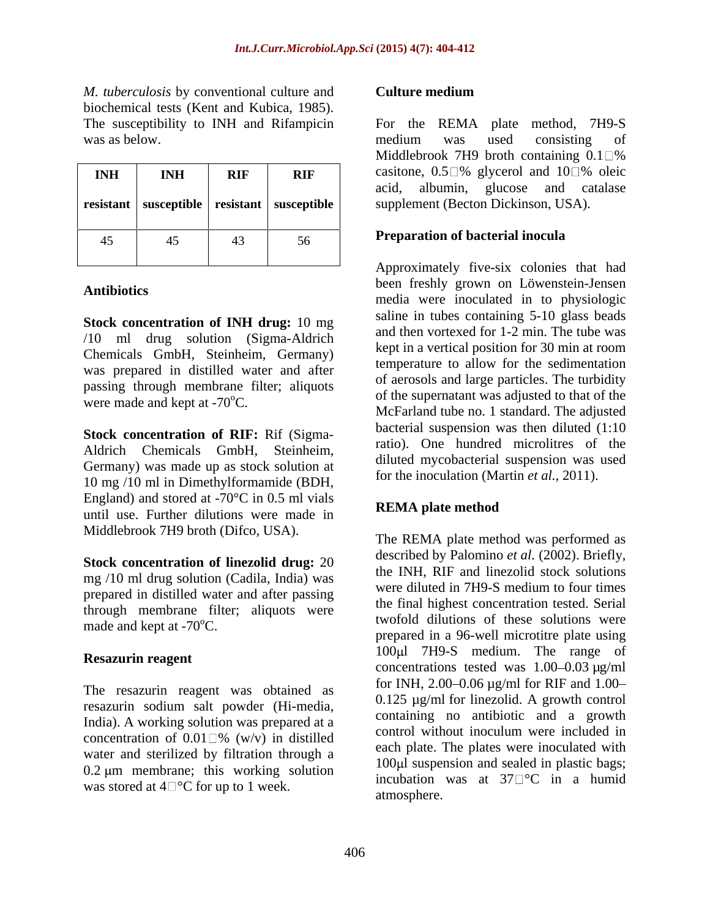*M. tuberculosis* by conventional culture and biochemical tests (Kent and Kubica, 1985). The susceptibility to INH and Rifampicin was as below.

| INH resistant | INH susceptible | RIF resistant | RIF susceptible |
|---|---|---|---|
| 45 | 45 | 43 | 56 |

### Antibiotics

**Stock concentration of INH drug:** 10 mg /10 ml drug solution (Sigma-Aldrich Chemicals GmbH, Steinheim, Germany) was prepared in distilled water and after passing through membrane filter; aliquots were made and kept at -70°C.

**Stock concentration of RIF:** Rif (Sigma-Aldrich Chemicals GmbH, Steinheim, Germany) was made up as stock solution at 10 mg /10 ml in Dimethylformamide (BDH, England) and stored at -70°C in 0.5 ml vials until use. Further dilutions were made in Middlebrook 7H9 broth (Difco, USA).

**Stock concentration of linezolid drug:** 20 mg /10 ml drug solution (Cadila, India) was prepared in distilled water and after passing through membrane filter; aliquots were made and kept at -70°C.

### Resazurin reagent

The resazurin reagent was obtained as resazurin sodium salt powder (Hi-media, India). A working solution was prepared at a concentration of 0.01 % (w/v) in distilled water and sterilized by filtration through a 0.2 μm membrane; this working solution was stored at 4 °C for up to 1 week.

### Culture medium

For the REMA plate method, 7H9-S medium was used consisting of Middlebrook 7H9 broth containing 0.1 % casitone, 0.5 % glycerol and 10 % oleic acid, albumin, glucose and catalase supplement (Becton Dickinson, USA).

### Preparation of bacterial inocula

Approximately five-six colonies that had been freshly grown on Löwenstein-Jensen media were inoculated in to physiologic saline in tubes containing 5-10 glass beads and then vortexed for 1-2 min. The tube was kept in a vertical position for 30 min at room temperature to allow for the sedimentation of aerosols and large particles. The turbidity of the supernatant was adjusted to that of the McFarland tube no. 1 standard. The adjusted bacterial suspension was then diluted (1:10 ratio). One hundred microlitres of the diluted mycobacterial suspension was used for the inoculation (Martin *et al.,* 2011).

### REMA plate method

The REMA plate method was performed as described by Palomino *et al.* (2002). Briefly, the INH, RIF and linezolid stock solutions were diluted in 7H9-S medium to four times the final highest concentration tested. Serial twofold dilutions of these solutions were prepared in a 96-well microtitre plate using 100μl 7H9-S medium. The range of concentrations tested was 1.00–0.03 μg/ml for INH, 2.00–0.06 μg/ml for RIF and 1.00–0.125 μg/ml for linezolid. A growth control containing no antibiotic and a growth control without inoculum were included in each plate. The plates were inoculated with 100μl suspension and sealed in plastic bags; incubation was at 37 °C in a humid atmosphere.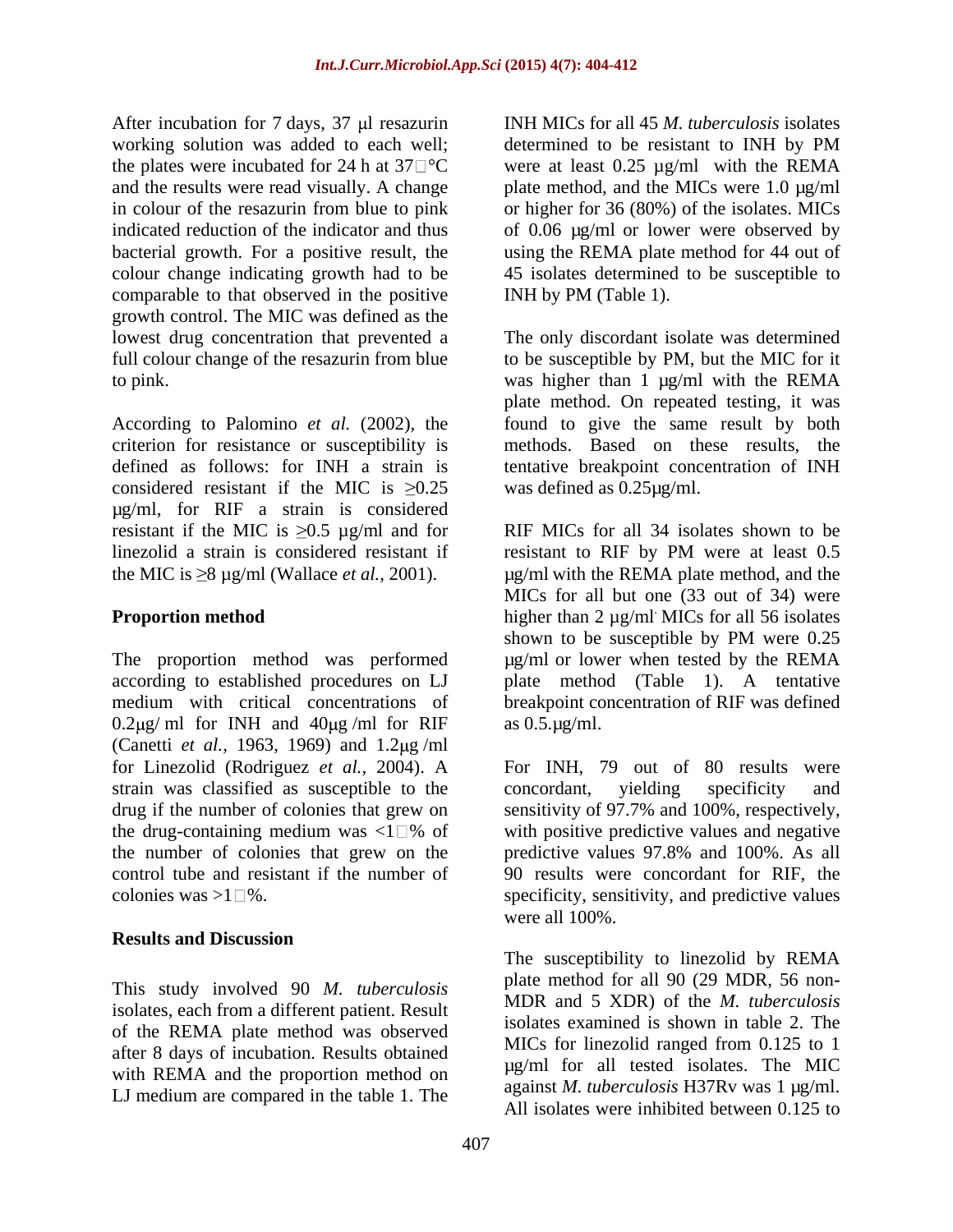After incubation for 7 days, 37 μl resazurin working solution was added to each well; the plates were incubated for 24 h at 37□°C and the results were read visually. A change in colour of the resazurin from blue to pink indicated reduction of the indicator and thus bacterial growth. For a positive result, the colour change indicating growth had to be comparable to that observed in the positive growth control. The MIC was defined as the lowest drug concentration that prevented a full colour change of the resazurin from blue to pink.

According to Palomino *et al.* (2002), the criterion for resistance or susceptibility is defined as follows: for INH a strain is considered resistant if the MIC is ≥0.25 μg/ml, for RIF a strain is considered resistant if the MIC is ≥0.5 μg/ml and for linezolid a strain is considered resistant if the MIC is ≥8 μg/ml (Wallace *et al.,* 2001).

## Proportion method

The proportion method was performed according to established procedures on LJ medium with critical concentrations of 0.2μg/ ml for INH and 40μg /ml for RIF (Canetti *et al.,* 1963, 1969) and 1.2μg /ml for Linezolid (Rodriguez *et al.,* 2004). A strain was classified as susceptible to the drug if the number of colonies that grew on the drug-containing medium was <1□% of the number of colonies that grew on the control tube and resistant if the number of colonies was >1□%.

## Results and Discussion

This study involved 90 *M. tuberculosis* isolates, each from a different patient. Result of the REMA plate method was observed after 8 days of incubation. Results obtained with REMA and the proportion method on LJ medium are compared in the table 1. The INH MICs for all 45 *M. tuberculosis* isolates determined to be resistant to INH by PM were at least 0.25 µg/ml with the REMA plate method, and the MICs were 1.0 µg/ml or higher for 36 (80%) of the isolates. MICs of 0.06 µg/ml or lower were observed by using the REMA plate method for 44 out of 45 isolates determined to be susceptible to INH by PM (Table 1).

The only discordant isolate was determined to be susceptible by PM, but the MIC for it was higher than 1 µg/ml with the REMA plate method. On repeated testing, it was found to give the same result by both methods. Based on these results, the tentative breakpoint concentration of INH was defined as 0.25µg/ml.

RIF MICs for all 34 isolates shown to be resistant to RIF by PM were at least 0.5 µg/ml with the REMA plate method, and the MICs for all but one (33 out of 34) were higher than 2 µg/ml. MICs for all 56 isolates shown to be susceptible by PM were 0.25 µg/ml or lower when tested by the REMA plate method (Table 1). A tentative breakpoint concentration of RIF was defined as 0.5.µg/ml.

For INH, 79 out of 80 results were concordant, yielding specificity and sensitivity of 97.7% and 100%, respectively, with positive predictive values and negative predictive values 97.8% and 100%. As all 90 results were concordant for RIF, the specificity, sensitivity, and predictive values were all 100%.

The susceptibility to linezolid by REMA plate method for all 90 (29 MDR, 56 non-MDR and 5 XDR) of the *M. tuberculosis* isolates examined is shown in table 2. The MICs for linezolid ranged from 0.125 to 1 µg/ml for all tested isolates. The MIC against *M. tuberculosis* H37Rv was 1 µg/ml. All isolates were inhibited between 0.125 to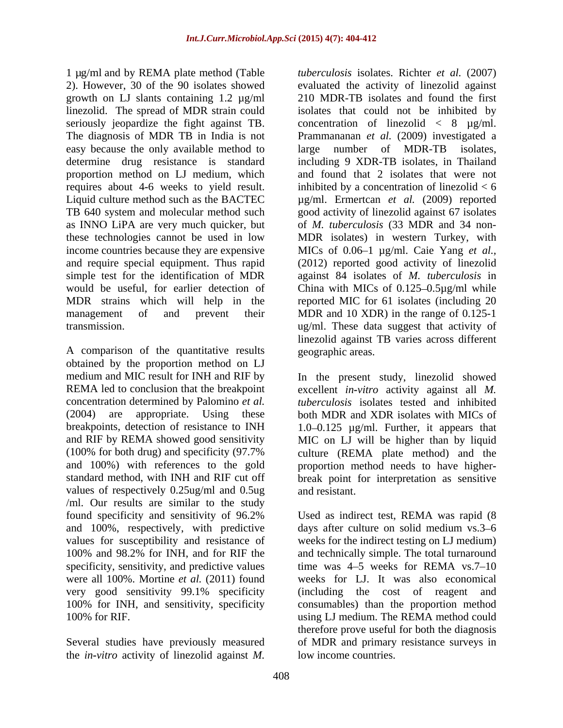1 µg/ml and by REMA plate method (Table 2). However, 30 of the 90 isolates showed growth on LJ slants containing 1.2 µg/ml linezolid. The spread of MDR strain could seriously jeopardize the fight against TB. The diagnosis of MDR TB in India is not easy because the only available method to determine drug resistance is standard proportion method on LJ medium, which requires about 4-6 weeks to yield result. Liquid culture method such as the BACTEC TB 640 system and molecular method such as INNO LiPA are very much quicker, but these technologies cannot be used in low income countries because they are expensive and require special equipment. Thus rapid simple test for the identification of MDR would be useful, for earlier detection of MDR strains which will help in the management of and prevent their transmission.

A comparison of the quantitative results obtained by the proportion method on LJ medium and MIC result for INH and RIF by REMA led to conclusion that the breakpoint concentration determined by Palomino *et al.* (2004) are appropriate. Using these breakpoints, detection of resistance to INH and RIF by REMA showed good sensitivity (100% for both drug) and specificity (97.7% and 100%) with references to the gold standard method, with INH and RIF cut off values of respectively 0.25ug/ml and 0.5ug /ml. Our results are similar to the study found specificity and sensitivity of 96.2% and 100%, respectively, with predictive values for susceptibility and resistance of 100% and 98.2% for INH, and for RIF the specificity, sensitivity, and predictive values were all 100%. Mortine *et al.* (2011) found very good sensitivity 99.1% specificity 100% for INH, and sensitivity, specificity 100% for RIF.

Several studies have previously measured the *in-vitro* activity of linezolid against *M. tuberculosis* isolates. Richter *et al.* (2007) evaluated the activity of linezolid against 210 MDR-TB isolates and found the first isolates that could not be inhibited by concentration of linezolid < 8 µg/ml. Prammananan *et al.* (2009) investigated a large number of MDR-TB isolates, including 9 XDR-TB isolates, in Thailand and found that 2 isolates that were not inhibited by a concentration of linezolid < 6 µg/ml. Ermertcan *et al.* (2009) reported good activity of linezolid against 67 isolates of *M. tuberculosis* (33 MDR and 34 non-MDR isolates) in western Turkey, with MICs of 0.06–1 µg/ml. Caie Yang *et al.,* (2012) reported good activity of linezolid against 84 isolates of *M. tuberculosis* in China with MICs of 0.125–0.5µg/ml while reported MIC for 61 isolates (including 20 MDR and 10 XDR) in the range of 0.125-1 ug/ml. These data suggest that activity of linezolid against TB varies across different geographic areas.

In the present study, linezolid showed excellent *in-vitro* activity against all *M. tuberculosis* isolates tested and inhibited both MDR and XDR isolates with MICs of 1.0–0.125 µg/ml. Further, it appears that MIC on LJ will be higher than by liquid culture (REMA plate method) and the proportion method needs to have higher-break point for interpretation as sensitive and resistant.

Used as indirect test, REMA was rapid (8 days after culture on solid medium vs.3–6 weeks for the indirect testing on LJ medium) and technically simple. The total turnaround time was 4–5 weeks for REMA vs.7–10 weeks for LJ. It was also economical (including the cost of reagent and consumables) than the proportion method using LJ medium. The REMA method could therefore prove useful for both the diagnosis of MDR and primary resistance surveys in low income countries.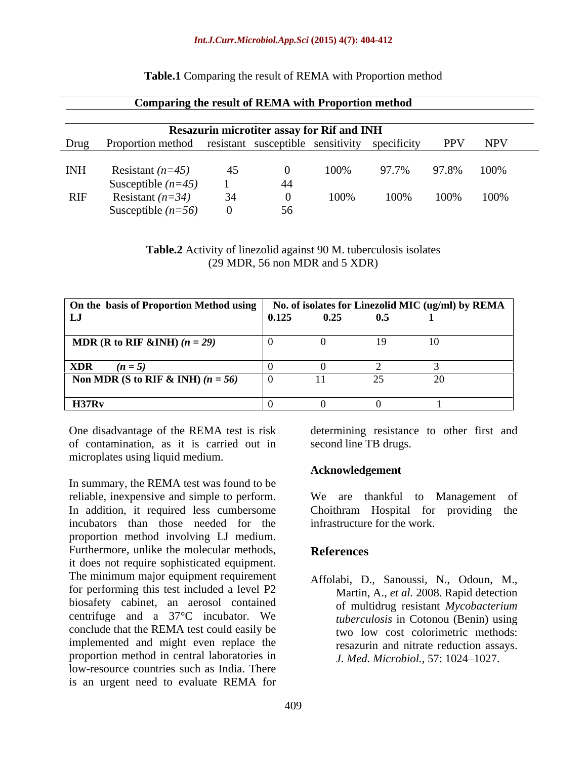**Table.1** Comparing the result of REMA with Proportion method

| Comparing the result of REMA with Proportion method | | | | | | | |
|---|---|---|---|---|---|---|---|
| | | Resazurin microtiter assay for Rif and INH | | | | | |
| Drug | Proportion method | resistant | susceptible | sensitivity | specificity | PPV | NPV |
| INH | Resistant *(n=45)* | 45 | 0 | 100% | 97.7% | 97.8% | 100% |
| | Susceptible *(n=45)* | 1 | 44 | | | | |
| RIF | Resistant *(n=34)* | 34 | 0 | 100% | 100% | 100% | 100% |
| | Susceptible *(n=56)* | 0 | 56 | | | | |

**Table.2** Activity of linezolid against 90 M. tuberculosis isolates (29 MDR, 56 non MDR and 5 XDR)

| **On the basis of Proportion Method using LJ** | **No. of isolates for Linezolid MIC (ug/ml) by REMA** | | | |
|---|---|---|---|---|
| | **0.125** | **0.25** | **0.5** | **1** |
| **MDR (R to RIF &INH)** ***(n = 29)*** | 0 | 0 | 19 | 10 |
| **XDR** ***(n = 5)*** | 0 | 0 | 2 | 3 |
| **Non MDR (S to RIF & INH)** ***(n = 56)*** | 0 | 11 | 25 | 20 |
| **H37Rv** | 0 | 0 | 0 | 1 |

One disadvantage of the REMA test is risk of contamination, as it is carried out in microplates using liquid medium.

In summary, the REMA test was found to be reliable, inexpensive and simple to perform. In addition, it required less cumbersome incubators than those needed for the proportion method involving LJ medium. Furthermore, unlike the molecular methods, it does not require sophisticated equipment. The minimum major equipment requirement for performing this test included a level P2 biosafety cabinet, an aerosol contained centrifuge and a 37°C incubator. We conclude that the REMA test could easily be implemented and might even replace the proportion method in central laboratories in low-resource countries such as India. There is an urgent need to evaluate REMA for determining resistance to other first and second line TB drugs.

## Acknowledgement

We are thankful to Management of Choithram Hospital for providing the infrastructure for the work.

## References

Affolabi, D., Sanoussi, N., Odoun, M., Martin, A., *et al.* 2008. Rapid detection of multidrug resistant *Mycobacterium tuberculosis* in Cotonou (Benin) using two low cost colorimetric methods: resazurin and nitrate reduction assays. *J. Med. Microbiol.,* 57: 1024–1027.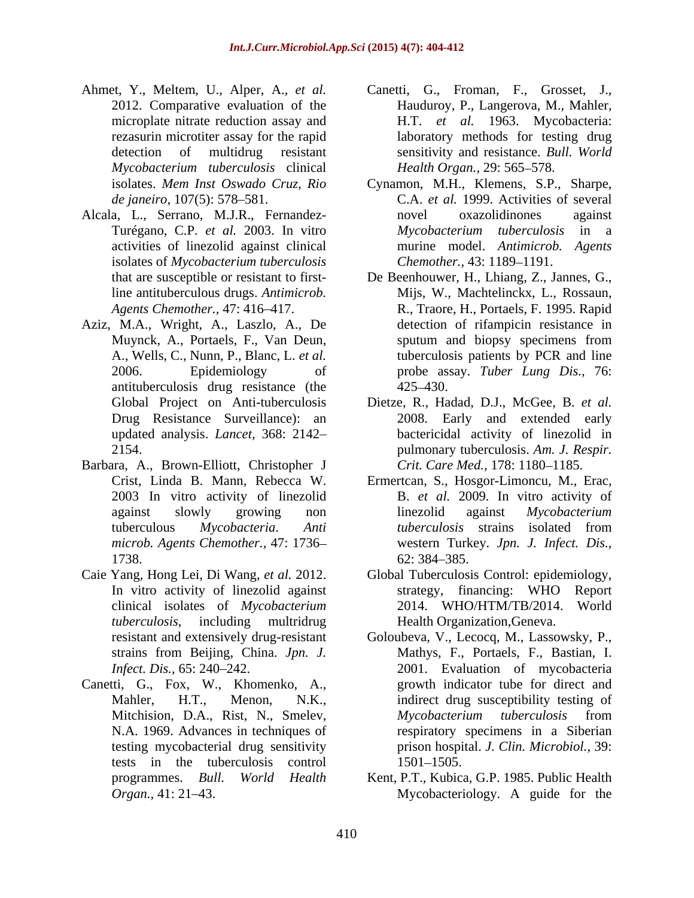Ahmet, Y., Meltem, U., Alper, A., *et al.* 2012. Comparative evaluation of the microplate nitrate reduction assay and rezasurin microtiter assay for the rapid detection of multidrug resistant *Mycobacterium tuberculosis* clinical isolates. *Mem Inst Oswado Cruz, Rio de janeiro,* 107(5): 578–581.

Alcala, L., Serrano, M.J.R., Fernandez-Turégano, C.P. *et al.* 2003. In vitro activities of linezolid against clinical isolates of *Mycobacterium tuberculosis* that are susceptible or resistant to first-line antituberculous drugs. *Antimicrob. Agents Chemother.,* 47: 416–417.

Aziz, M.A., Wright, A., Laszlo, A., De Muynck, A., Portaels, F., Van Deun, A., Wells, C., Nunn, P., Blanc, L. *et al.* 2006. Epidemiology of antituberculosis drug resistance (the Global Project on Anti-tuberculosis Drug Resistance Surveillance): an updated analysis. *Lancet,* 368: 2142–2154.

Barbara, A., Brown-Elliott, Christopher J Crist, Linda B. Mann, Rebecca W. 2003 In vitro activity of linezolid against slowly growing non tuberculous *Mycobacteria. Anti microb. Agents Chemother.,* 47: 1736–1738.

Caie Yang, Hong Lei, Di Wang, *et al.* 2012. In vitro activity of linezolid against clinical isolates of *Mycobacterium tuberculosis*, including multidrug resistant and extensively drug-resistant strains from Beijing, China. *Jpn. J. Infect. Dis.,* 65: 240–242.

Canetti, G., Fox, W., Khomenko, A., Mahler, H.T., Menon, N.K., Mitchision, D.A., Rist, N., Smelev, N.A. 1969. Advances in techniques of testing mycobacterial drug sensitivity tests in the tuberculosis control programmes. *Bull. World Health Organ.,* 41: 21–43.

Canetti, G., Froman, F., Grosset, J., Hauduroy, P., Langerova, M., Mahler, H.T. *et al.* 1963. Mycobacteria: laboratory methods for testing drug sensitivity and resistance. *Bull. World Health Organ.,* 29: 565–578.

Cynamon, M.H., Klemens, S.P., Sharpe, C.A. *et al.* 1999. Activities of several novel oxazolidinones against *Mycobacterium tuberculosis* in a murine model. *Antimicrob. Agents Chemother.,* 43: 1189–1191.

De Beenhouwer, H., Lhiang, Z., Jannes, G., Mijs, W., Machtelinckx, L., Rossaun, R., Traore, H., Portaels, F. 1995. Rapid detection of rifampicin resistance in sputum and biopsy specimens from tuberculosis patients by PCR and line probe assay. *Tuber Lung Dis.,* 76: 425–430.

Dietze, R., Hadad, D.J., McGee, B. *et al.* 2008. Early and extended early bactericidal activity of linezolid in pulmonary tuberculosis. *Am. J. Respir. Crit. Care Med.,* 178: 1180–1185.

Ermertcan, S., Hosgor-Limoncu, M., Erac, B. *et al.* 2009. In vitro activity of linezolid against *Mycobacterium tuberculosis* strains isolated from western Turkey. *Jpn. J. Infect. Dis.,* 62: 384–385.

Global Tuberculosis Control: epidemiology, strategy, financing: WHO Report 2014. WHO/HTM/TB/2014. World Health Organization,Geneva.

Goloubeva, V., Lecocq, M., Lassowsky, P., Mathys, F., Portaels, F., Bastian, I. 2001. Evaluation of mycobacteria growth indicator tube for direct and indirect drug susceptibility testing of *Mycobacterium tuberculosis* from respiratory specimens in a Siberian prison hospital. *J. Clin. Microbiol.,* 39: 1501–1505.

Kent, P.T., Kubica, G.P. 1985. Public Health Mycobacteriology. A guide for the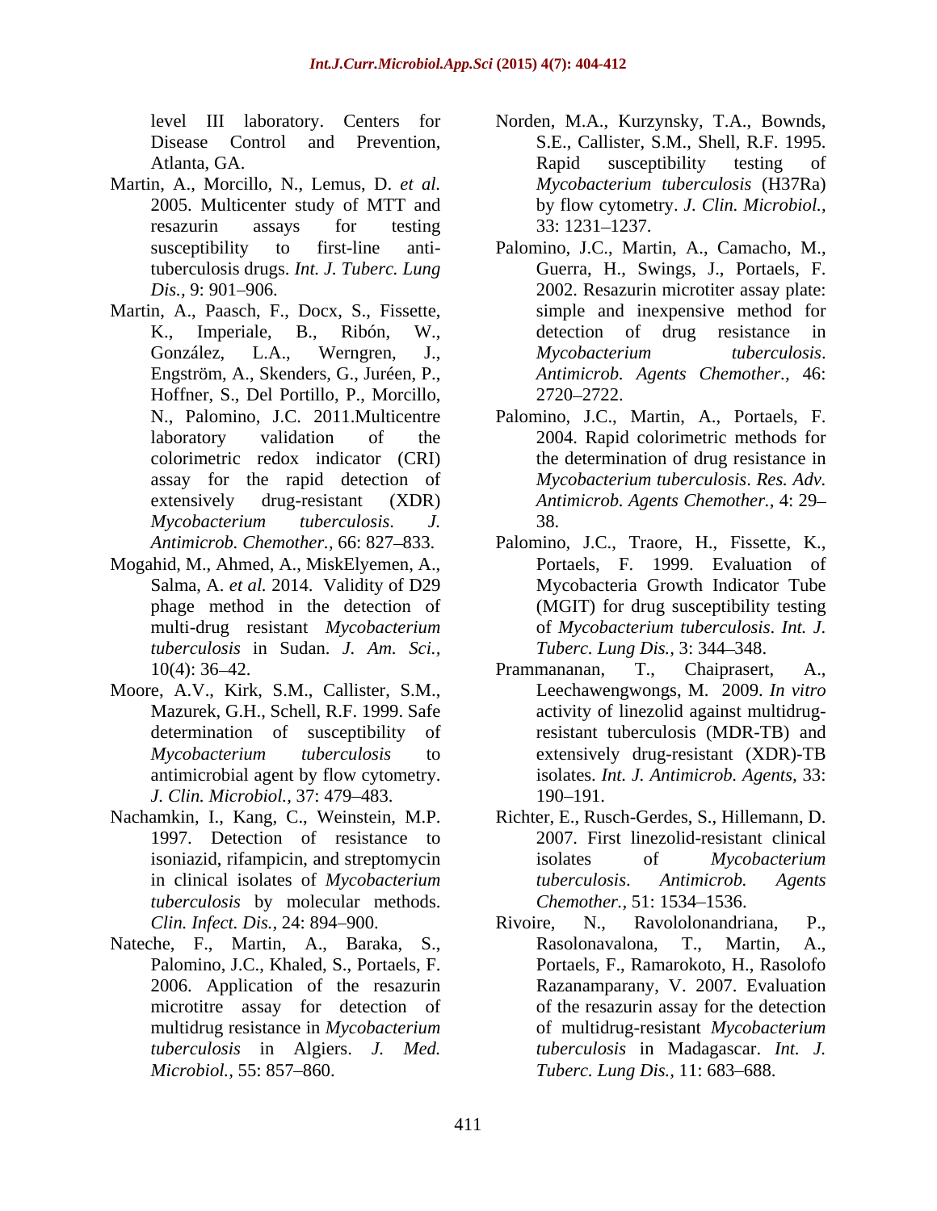level III laboratory. Centers for Disease Control and Prevention, Atlanta, GA.

Martin, A., Morcillo, N., Lemus, D. *et al.* 2005. Multicenter study of MTT and resazurin assays for testing susceptibility to first-line anti-tuberculosis drugs. *Int. J. Tuberc. Lung Dis.,* 9: 901–906.

Martin, A., Paasch, F., Docx, S., Fissette, K., Imperiale, B., Ribón, W., González, L.A., Werngren, J., Engström, A., Skenders, G., Juréen, P., Hoffner, S., Del Portillo, P., Morcillo, N., Palomino, J.C. 2011.Multicentre laboratory validation of the colorimetric redox indicator (CRI) assay for the rapid detection of extensively drug-resistant (XDR) *Mycobacterium tuberculosis*. *J. Antimicrob. Chemother.,* 66: 827–833.

Mogahid, M., Ahmed, A., MiskElyemen, A., Salma, A. *et al.* 2014. Validity of D29 phage method in the detection of multi-drug resistant *Mycobacterium tuberculosis* in Sudan. *J. Am. Sci.,* 10(4): 36–42.

Moore, A.V., Kirk, S.M., Callister, S.M., Mazurek, G.H., Schell, R.F. 1999. Safe determination of susceptibility of *Mycobacterium tuberculosis* to antimicrobial agent by flow cytometry. *J. Clin. Microbiol.,* 37: 479–483.

Nachamkin, I., Kang, C., Weinstein, M.P. 1997. Detection of resistance to isoniazid, rifampicin, and streptomycin in clinical isolates of *Mycobacterium tuberculosis* by molecular methods. *Clin. Infect. Dis.,* 24: 894–900.

Nateche, F., Martin, A., Baraka, S., Palomino, J.C., Khaled, S., Portaels, F. 2006. Application of the resazurin microtitre assay for detection of multidrug resistance in *Mycobacterium tuberculosis* in Algiers. *J. Med. Microbiol.,* 55: 857–860.

Norden, M.A., Kurzynsky, T.A., Bownds, S.E., Callister, S.M., Shell, R.F. 1995. Rapid susceptibility testing of *Mycobacterium tuberculosis* (H37Ra) by flow cytometry. *J. Clin. Microbiol.,* 33: 1231–1237.

Palomino, J.C., Martin, A., Camacho, M., Guerra, H., Swings, J., Portaels, F. 2002. Resazurin microtiter assay plate: simple and inexpensive method for detection of drug resistance in *Mycobacterium tuberculosis*. *Antimicrob. Agents Chemother.,* 46: 2720–2722.

Palomino, J.C., Martin, A., Portaels, F. 2004. Rapid colorimetric methods for the determination of drug resistance in *Mycobacterium tuberculosis*. *Res. Adv. Antimicrob. Agents Chemother.,* 4: 29–38.

Palomino, J.C., Traore, H., Fissette, K., Portaels, F. 1999. Evaluation of Mycobacteria Growth Indicator Tube (MGIT) for drug susceptibility testing of *Mycobacterium tuberculosis*. *Int. J. Tuberc. Lung Dis.,* 3: 344–348.

Prammananan, T., Chaiprasert, A., Leechawengwongs, M. 2009. *In vitro* activity of linezolid against multidrug-resistant tuberculosis (MDR-TB) and extensively drug-resistant (XDR)-TB isolates. *Int. J. Antimicrob. Agents,* 33: 190–191.

Richter, E., Rusch-Gerdes, S., Hillemann, D. 2007. First linezolid-resistant clinical isolates of *Mycobacterium tuberculosis*. *Antimicrob. Agents Chemother.,* 51: 1534–1536.

Rivoire, N., Ravololonandriana, P., Rasolonavalona, T., Martin, A., Portaels, F., Ramarokoto, H., Rasolofo Razanamparany, V. 2007. Evaluation of the resazurin assay for the detection of multidrug-resistant *Mycobacterium tuberculosis* in Madagascar. *Int. J. Tuberc. Lung Dis.,* 11: 683–688.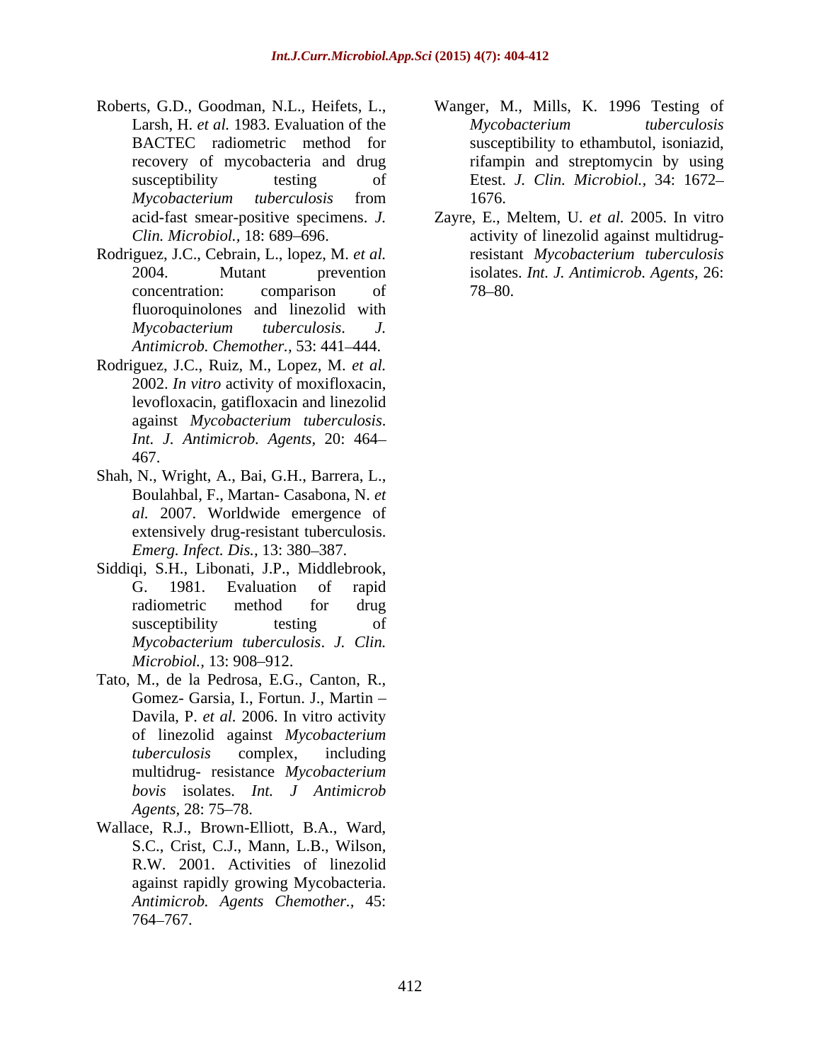Roberts, G.D., Goodman, N.L., Heifets, L., Larsh, H. *et al.* 1983. Evaluation of the BACTEC radiometric method for recovery of mycobacteria and drug susceptibility testing of *Mycobacterium tuberculosis* from acid-fast smear-positive specimens. *J. Clin. Microbiol.,* 18: 689–696.

Rodriguez, J.C., Cebrain, L., lopez, M. *et al.* 2004. Mutant prevention concentration: comparison of fluoroquinolones and linezolid with *Mycobacterium tuberculosis*. *J. Antimicrob. Chemother.,* 53: 441–444.

Rodriguez, J.C., Ruiz, M., Lopez, M. *et al.* 2002. *In vitro* activity of moxifloxacin, levofloxacin, gatifloxacin and linezolid against *Mycobacterium tuberculosis*. *Int. J. Antimicrob. Agents,* 20: 464–467.

Shah, N., Wright, A., Bai, G.H., Barrera, L., Boulahbal, F., Martan- Casabona, N. *et al.* 2007. Worldwide emergence of extensively drug-resistant tuberculosis. *Emerg. Infect. Dis.,* 13: 380–387.

Siddiqi, S.H., Libonati, J.P., Middlebrook, G. 1981. Evaluation of rapid radiometric method for drug susceptibility testing of *Mycobacterium tuberculosis*. *J. Clin. Microbiol.,* 13: 908–912.

Tato, M., de la Pedrosa, E.G., Canton, R., Gomez- Garsia, I., Fortun. J., Martin – Davila, P. *et al.* 2006. In vitro activity of linezolid against *Mycobacterium tuberculosis* complex, including multidrug- resistance *Mycobacterium bovis* isolates. *Int. J Antimicrob Agents,* 28: 75–78.

Wallace, R.J., Brown-Elliott, B.A., Ward, S.C., Crist, C.J., Mann, L.B., Wilson, R.W. 2001. Activities of linezolid against rapidly growing Mycobacteria. *Antimicrob. Agents Chemother.,* 45: 764–767.

Wanger, M., Mills, K. 1996 Testing of *Mycobacterium tuberculosis* susceptibility to ethambutol, isoniazid, rifampin and streptomycin by using Etest. *J. Clin. Microbiol.,* 34: 1672–1676.

Zayre, E., Meltem, U. *et al.* 2005. In vitro activity of linezolid against multidrug-resistant *Mycobacterium tuberculosis* isolates. *Int. J. Antimicrob. Agents,* 26: 78–80.